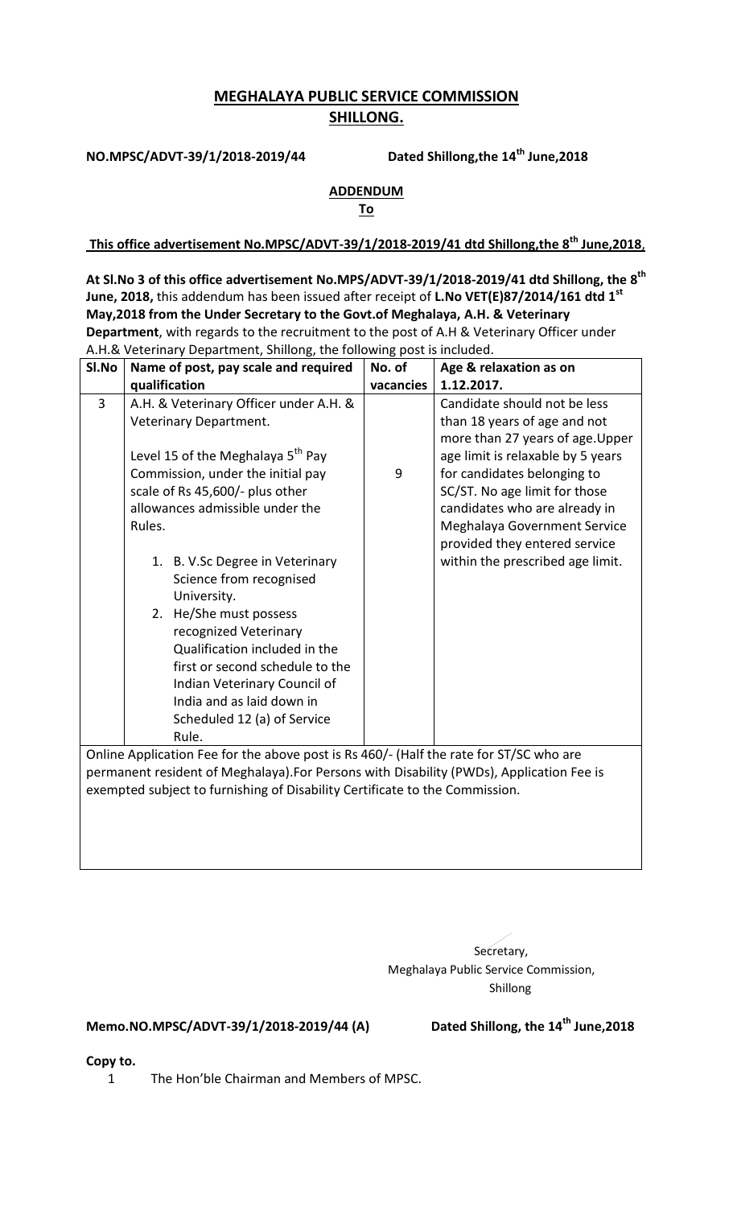# MEGHALAYA PUBLIC SERVICE COMMISSION
## SHILLONG.

**NO.MPSC/ADVT-39/1/2018-2019/44** **Dated Shillong,the 14th June,2018**

**ADDENDUM**

**To**

**This office advertisement No.MPSC/ADVT-39/1/2018-2019/41 dtd Shillong,the 8th June,2018,**

**At Sl.No 3 of this office advertisement No.MPS/ADVT-39/1/2018-2019/41 dtd Shillong, the 8th June, 2018,** this addendum has been issued after receipt of **L.No VET(E)87/2014/161 dtd 1st May,2018 from the Under Secretary to the Govt.of Meghalaya, A.H. & Veterinary Department**, with regards to the recruitment to the post of A.H & Veterinary Officer under A.H.& Veterinary Department, Shillong, the following post is included.

| Sl.No | Name of post, pay scale and required qualification | No. of vacancies | Age & relaxation as on 1.12.2017. |
|---|---|---|---|
| 3 | A.H. & Veterinary Officer under A.H. & Veterinary Department.<br><br>Level 15 of the Meghalaya 5th Pay Commission, under the initial pay scale of Rs 45,600/- plus other allowances admissible under the Rules.<br><br>1. B. V.Sc Degree in Veterinary Science from recognised University.<br>2. He/She must possess recognized Veterinary Qualification included in the first or second schedule to the Indian Veterinary Council of India and as laid down in Scheduled 12 (a) of Service Rule. | 9 | Candidate should not be less than 18 years of age and not more than 27 years of age.Upper age limit is relaxable by 5 years for candidates belonging to SC/ST. No age limit for those candidates who are already in Meghalaya Government Service provided they entered service within the prescribed age limit. |
| Online Application Fee for the above post is Rs 460/- (Half the rate for ST/SC who are permanent resident of Meghalaya).For Persons with Disability (PWDs), Application Fee is exempted subject to furnishing of Disability Certificate to the Commission. | | | |

Secretary,
Meghalaya Public Service Commission,
Shillong

**Memo.NO.MPSC/ADVT-39/1/2018-2019/44 (A)** **Dated Shillong, the 14th June,2018**

**Copy to.**

1. The Hon'ble Chairman and Members of MPSC.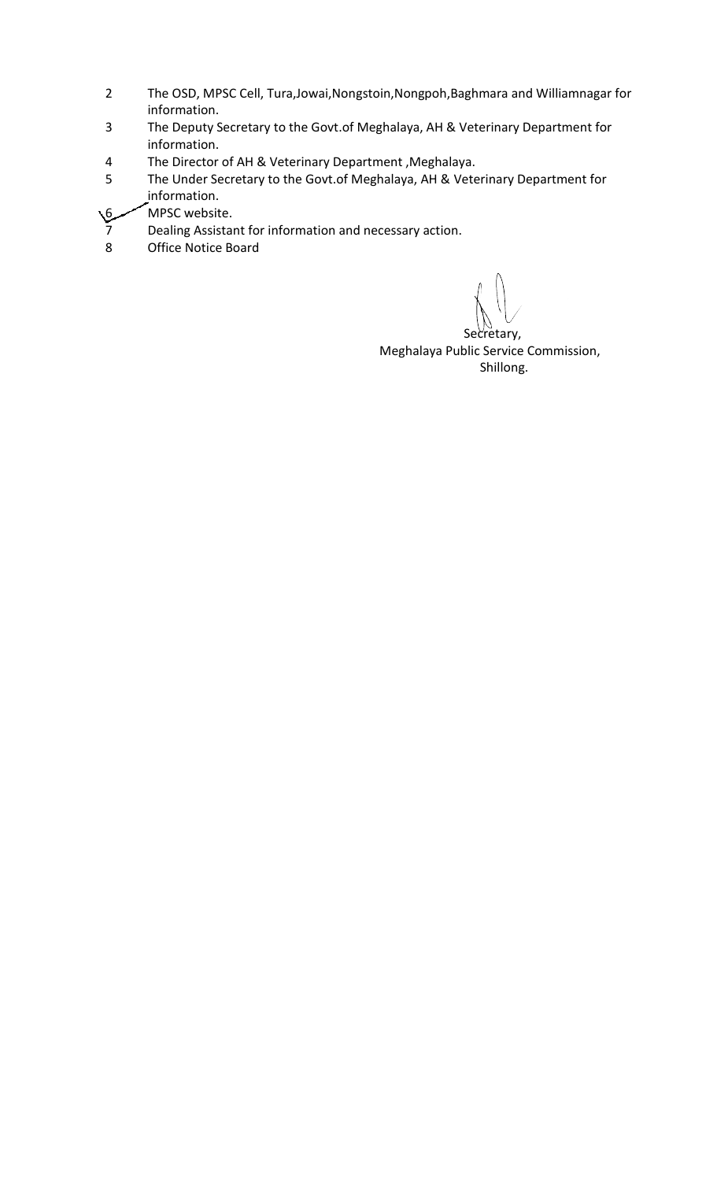2. The OSD, MPSC Cell, Tura,Jowai,Nongstoin,Nongpoh,Baghmara and Williamnagar for information.
3. The Deputy Secretary to the Govt.of Meghalaya, AH & Veterinary Department for information.
4. The Director of AH & Veterinary Department ,Meghalaya.
5. The Under Secretary to the Govt.of Meghalaya, AH & Veterinary Department for information.
6. MPSC website.
7. Dealing Assistant for information and necessary action.
8. Office Notice Board

Secretary,
Meghalaya Public Service Commission,
Shillong.